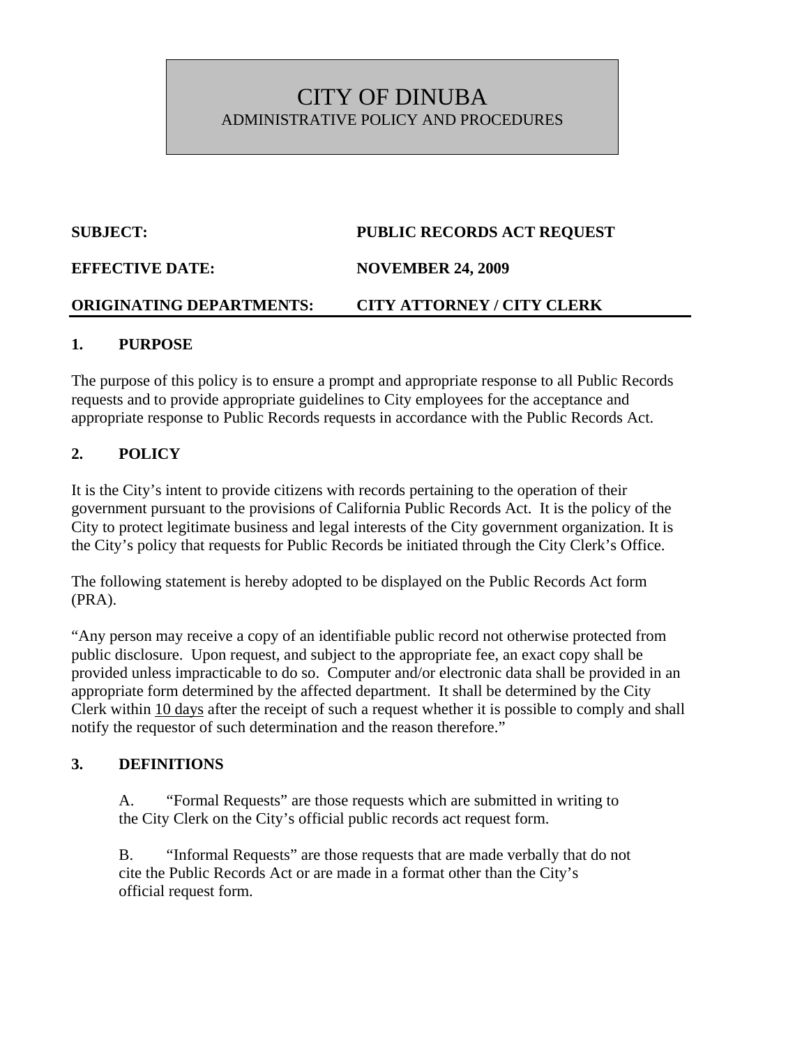# CITY OF DINUBA
ADMINISTRATIVE POLICY AND PROCEDURES

| | |
|---|---|
| **SUBJECT:** | **PUBLIC RECORDS ACT REQUEST** |
| **EFFECTIVE DATE:** | **NOVEMBER 24, 2009** |
| **ORIGINATING DEPARTMENTS:** | **CITY ATTORNEY / CITY CLERK** |

## 1. PURPOSE

The purpose of this policy is to ensure a prompt and appropriate response to all Public Records requests and to provide appropriate guidelines to City employees for the acceptance and appropriate response to Public Records requests in accordance with the Public Records Act.

## 2. POLICY

It is the City's intent to provide citizens with records pertaining to the operation of their government pursuant to the provisions of California Public Records Act. It is the policy of the City to protect legitimate business and legal interests of the City government organization. It is the City's policy that requests for Public Records be initiated through the City Clerk's Office.

The following statement is hereby adopted to be displayed on the Public Records Act form (PRA).

"Any person may receive a copy of an identifiable public record not otherwise protected from public disclosure. Upon request, and subject to the appropriate fee, an exact copy shall be provided unless impracticable to do so. Computer and/or electronic data shall be provided in an appropriate form determined by the affected department. It shall be determined by the City Clerk within 10 days after the receipt of such a request whether it is possible to comply and shall notify the requestor of such determination and the reason therefore."

## 3. DEFINITIONS

A. "Formal Requests" are those requests which are submitted in writing to the City Clerk on the City's official public records act request form.

B. "Informal Requests" are those requests that are made verbally that do not cite the Public Records Act or are made in a format other than the City's official request form.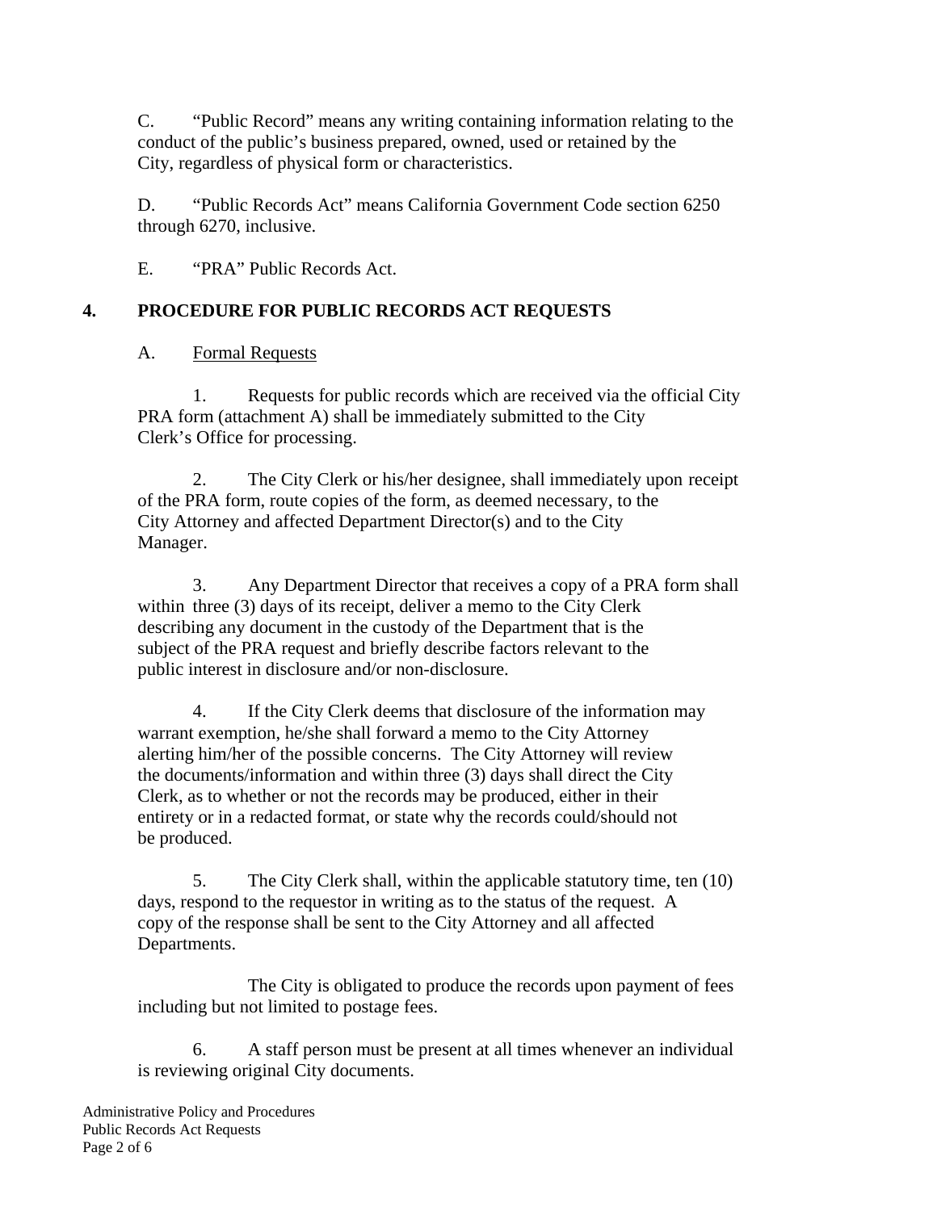C. "Public Record" means any writing containing information relating to the conduct of the public's business prepared, owned, used or retained by the City, regardless of physical form or characteristics.

D. "Public Records Act" means California Government Code section 6250 through 6270, inclusive.

E. "PRA" Public Records Act.

## 4. PROCEDURE FOR PUBLIC RECORDS ACT REQUESTS

A. <u>Formal Requests</u>

1. Requests for public records which are received via the official City PRA form (attachment A) shall be immediately submitted to the City Clerk's Office for processing.

2. The City Clerk or his/her designee, shall immediately upon receipt of the PRA form, route copies of the form, as deemed necessary, to the City Attorney and affected Department Director(s) and to the City Manager.

3. Any Department Director that receives a copy of a PRA form shall within three (3) days of its receipt, deliver a memo to the City Clerk describing any document in the custody of the Department that is the subject of the PRA request and briefly describe factors relevant to the public interest in disclosure and/or non-disclosure.

4. If the City Clerk deems that disclosure of the information may warrant exemption, he/she shall forward a memo to the City Attorney alerting him/her of the possible concerns. The City Attorney will review the documents/information and within three (3) days shall direct the City Clerk, as to whether or not the records may be produced, either in their entirety or in a redacted format, or state why the records could/should not be produced.

5. The City Clerk shall, within the applicable statutory time, ten (10) days, respond to the requestor in writing as to the status of the request. A copy of the response shall be sent to the City Attorney and all affected Departments.

   The City is obligated to produce the records upon payment of fees including but not limited to postage fees.

6. A staff person must be present at all times whenever an individual is reviewing original City documents.

Administrative Policy and Procedures
Public Records Act Requests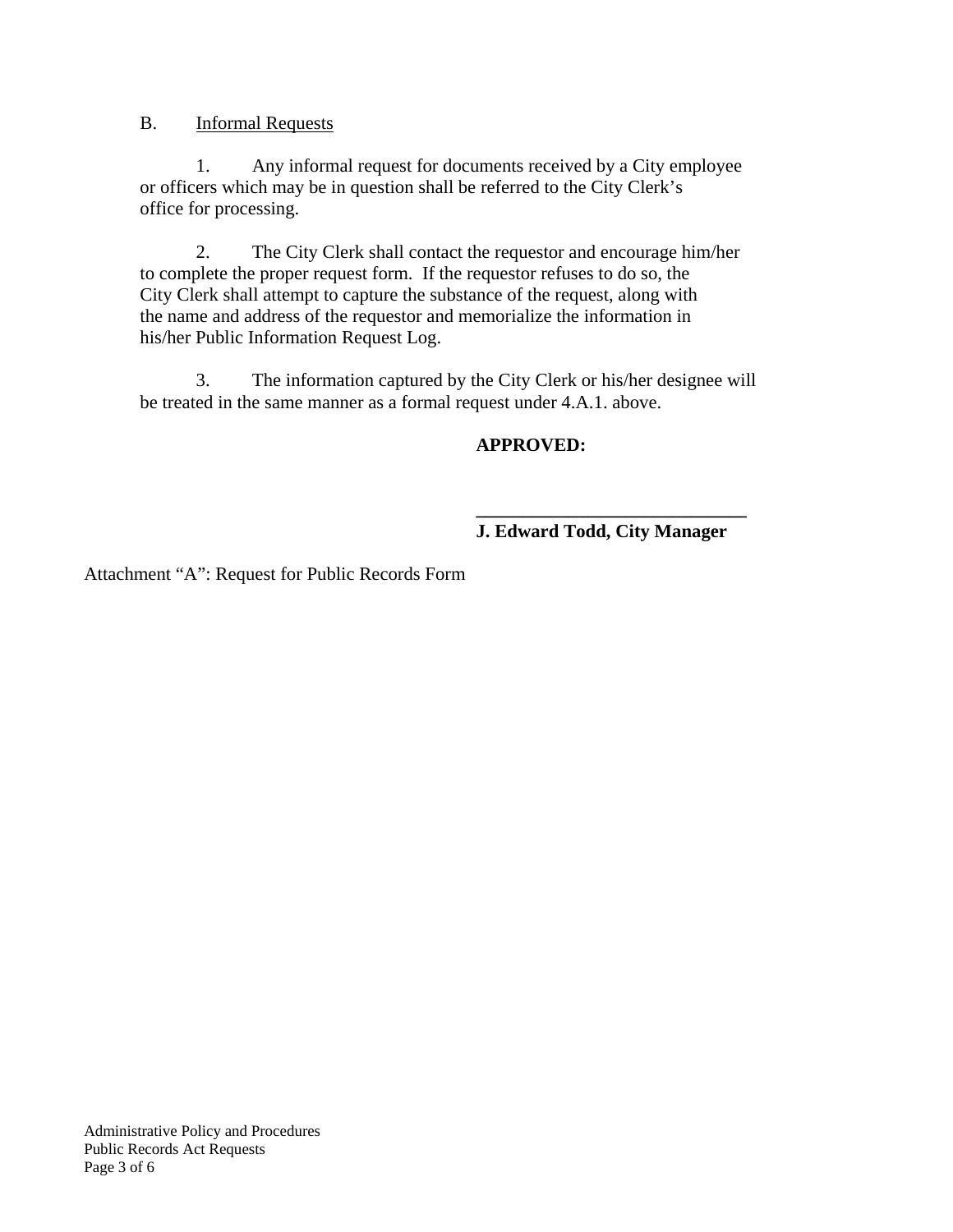B. Informal Requests

1. Any informal request for documents received by a City employee or officers which may be in question shall be referred to the City Clerk's office for processing.

2. The City Clerk shall contact the requestor and encourage him/her to complete the proper request form. If the requestor refuses to do so, the City Clerk shall attempt to capture the substance of the request, along with the name and address of the requestor and memorialize the information in his/her Public Information Request Log.

3. The information captured by the City Clerk or his/her designee will be treated in the same manner as a formal request under 4.A.1. above.

**APPROVED:**

_____________________________
**J. Edward Todd, City Manager**

Attachment "A": Request for Public Records Form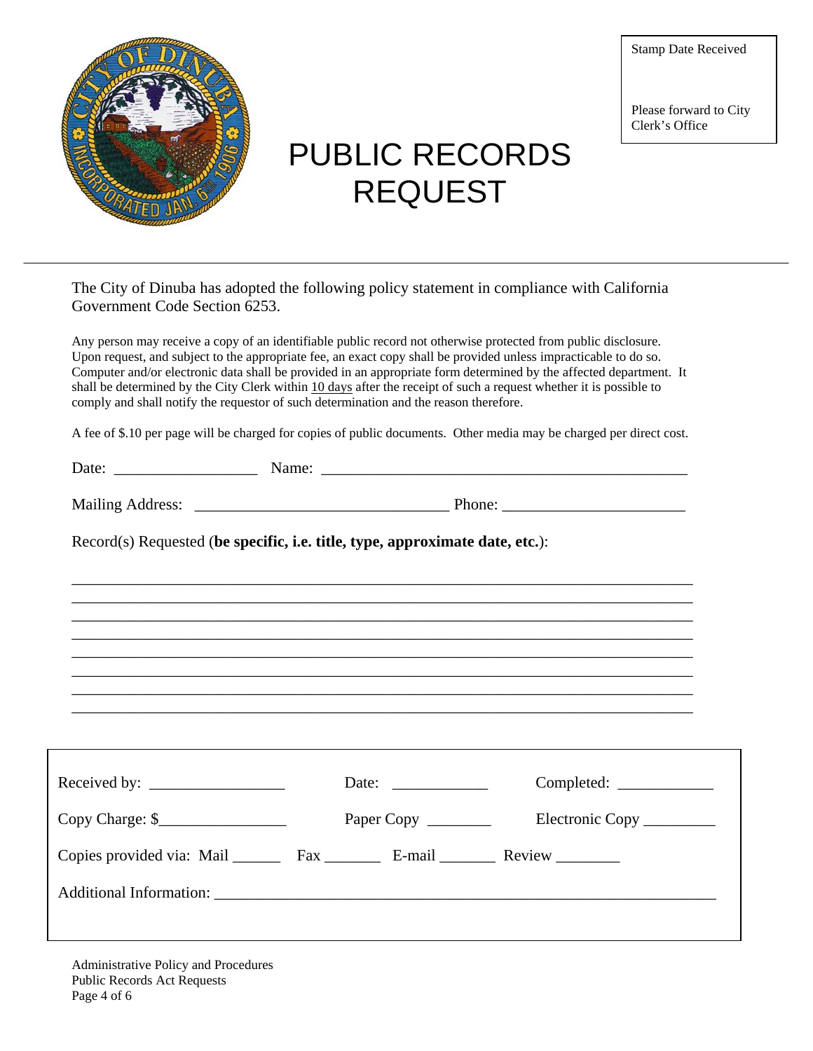Stamp Date Received

Please forward to City Clerk's Office

# PUBLIC RECORDS REQUEST

---

The City of Dinuba has adopted the following policy statement in compliance with California Government Code Section 6253.

Any person may receive a copy of an identifiable public record not otherwise protected from public disclosure. Upon request, and subject to the appropriate fee, an exact copy shall be provided unless impracticable to do so. Computer and/or electronic data shall be provided in an appropriate form determined by the affected department. It shall be determined by the City Clerk within 10 days after the receipt of such a request whether it is possible to comply and shall notify the requestor of such determination and the reason therefore.

A fee of $.10 per page will be charged for copies of public documents. Other media may be charged per direct cost.

Date: __________________ Name: _______________________________________________

Mailing Address: ________________________________ Phone: _______________________

Record(s) Requested (**be specific, i.e. title, type, approximate date, etc.**):

______________________________________________________________________________
______________________________________________________________________________
______________________________________________________________________________
______________________________________________________________________________
______________________________________________________________________________
______________________________________________________________________________
______________________________________________________________________________
______________________________________________________________________________

Received by: _________________ Date: ____________ Completed: ____________

Copy Charge: $________________ Paper Copy ________ Electronic Copy _________

Copies provided via: Mail ______ Fax _______ E-mail _______ Review ________

Additional Information: _________________________________________________________

Administrative Policy and Procedures
Public Records Act Requests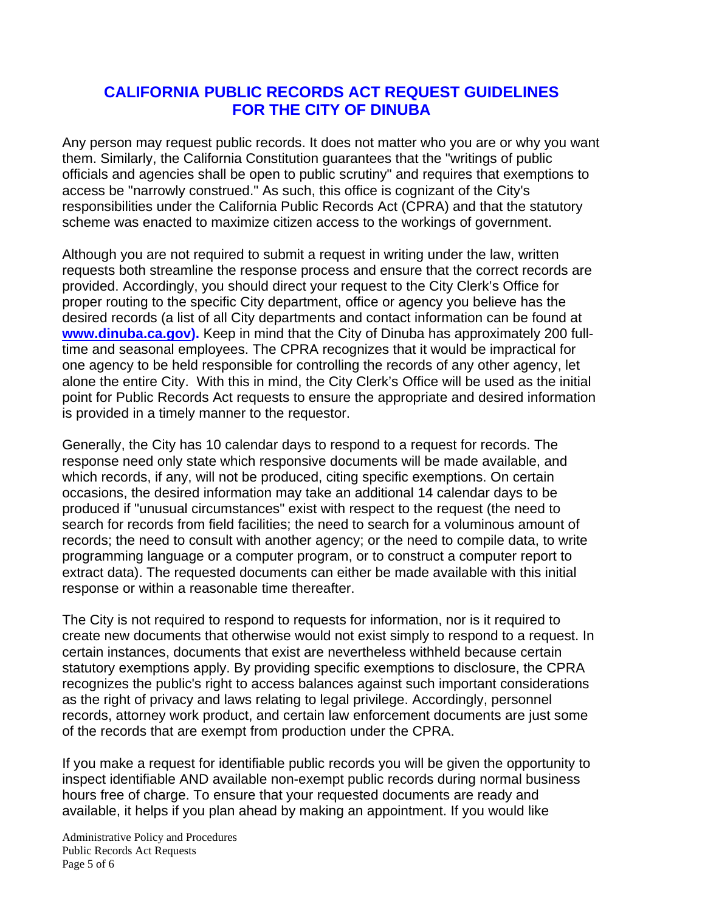# CALIFORNIA PUBLIC RECORDS ACT REQUEST GUIDELINES FOR THE CITY OF DINUBA

Any person may request public records. It does not matter who you are or why you want them. Similarly, the California Constitution guarantees that the "writings of public officials and agencies shall be open to public scrutiny" and requires that exemptions to access be "narrowly construed." As such, this office is cognizant of the City's responsibilities under the California Public Records Act (CPRA) and that the statutory scheme was enacted to maximize citizen access to the workings of government.

Although you are not required to submit a request in writing under the law, written requests both streamline the response process and ensure that the correct records are provided. Accordingly, you should direct your request to the City Clerk's Office for proper routing to the specific City department, office or agency you believe has the desired records (a list of all City departments and contact information can be found at **www.dinuba.ca.gov).** Keep in mind that the City of Dinuba has approximately 200 full-time and seasonal employees. The CPRA recognizes that it would be impractical for one agency to be held responsible for controlling the records of any other agency, let alone the entire City. With this in mind, the City Clerk's Office will be used as the initial point for Public Records Act requests to ensure the appropriate and desired information is provided in a timely manner to the requestor.

Generally, the City has 10 calendar days to respond to a request for records. The response need only state which responsive documents will be made available, and which records, if any, will not be produced, citing specific exemptions. On certain occasions, the desired information may take an additional 14 calendar days to be produced if "unusual circumstances" exist with respect to the request (the need to search for records from field facilities; the need to search for a voluminous amount of records; the need to consult with another agency; or the need to compile data, to write programming language or a computer program, or to construct a computer report to extract data). The requested documents can either be made available with this initial response or within a reasonable time thereafter.

The City is not required to respond to requests for information, nor is it required to create new documents that otherwise would not exist simply to respond to a request. In certain instances, documents that exist are nevertheless withheld because certain statutory exemptions apply. By providing specific exemptions to disclosure, the CPRA recognizes the public's right to access balances against such important considerations as the right of privacy and laws relating to legal privilege. Accordingly, personnel records, attorney work product, and certain law enforcement documents are just some of the records that are exempt from production under the CPRA.

If you make a request for identifiable public records you will be given the opportunity to inspect identifiable AND available non-exempt public records during normal business hours free of charge. To ensure that your requested documents are ready and available, it helps if you plan ahead by making an appointment. If you would like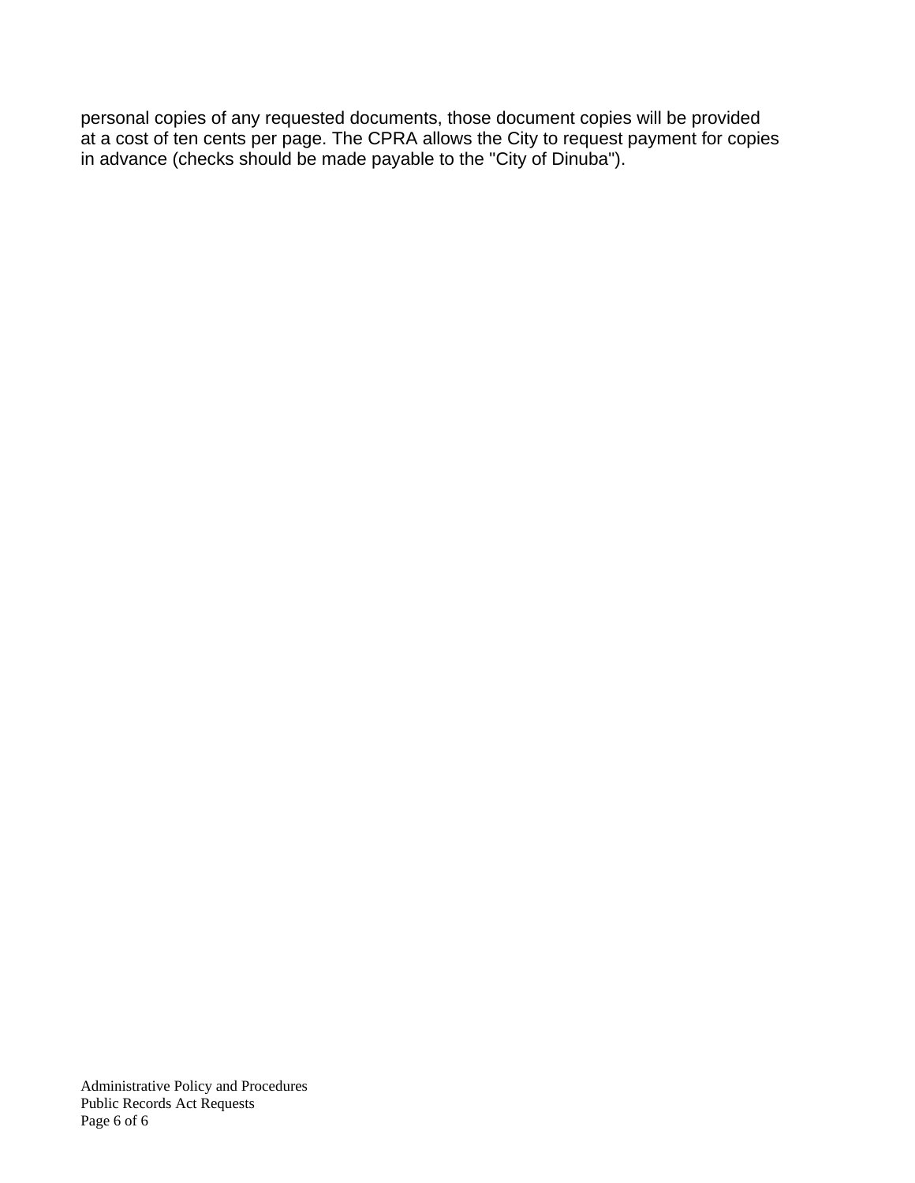personal copies of any requested documents, those document copies will be provided at a cost of ten cents per page. The CPRA allows the City to request payment for copies in advance (checks should be made payable to the "City of Dinuba").